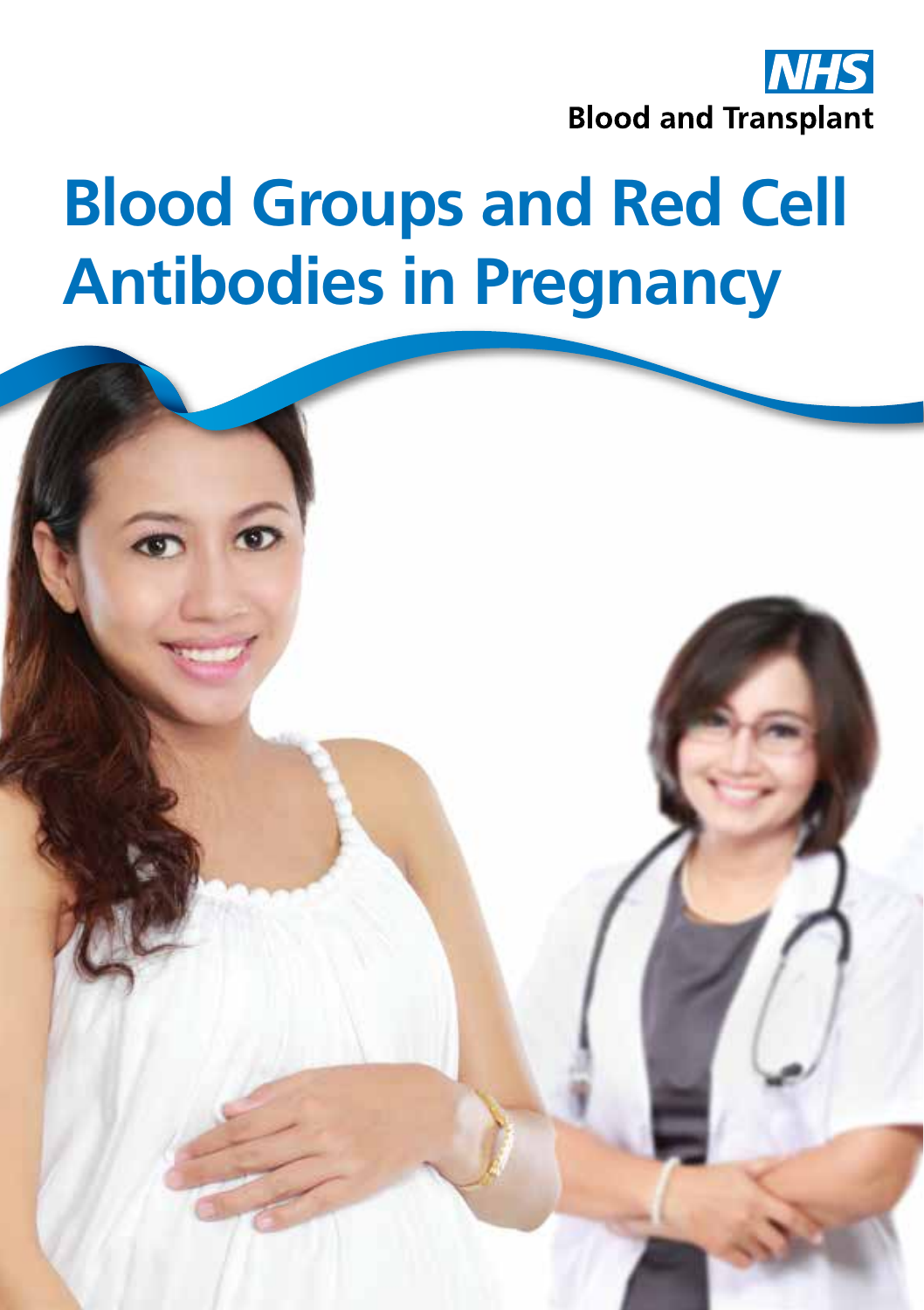NHS Blood and Transplant

# Blood Groups and Red Cell Antibodies in Pregnancy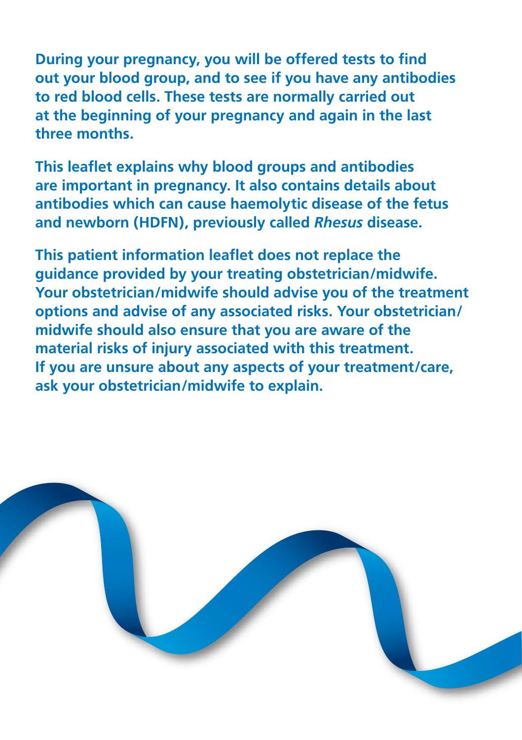**During your pregnancy, you will be offered tests to find out your blood group, and to see if you have any antibodies to red blood cells. These tests are normally carried out at the beginning of your pregnancy and again in the last three months.**

**This leaflet explains why blood groups and antibodies are important in pregnancy. It also contains details about antibodies which can cause haemolytic disease of the fetus and newborn (HDFN), previously called *Rhesus* disease.**

**This patient information leaflet does not replace the guidance provided by your treating obstetrician/midwife. Your obstetrician/midwife should advise you of the treatment options and advise of any associated risks. Your obstetrician/midwife should also ensure that you are aware of the material risks of injury associated with this treatment. If you are unsure about any aspects of your treatment/care, ask your obstetrician/midwife to explain.**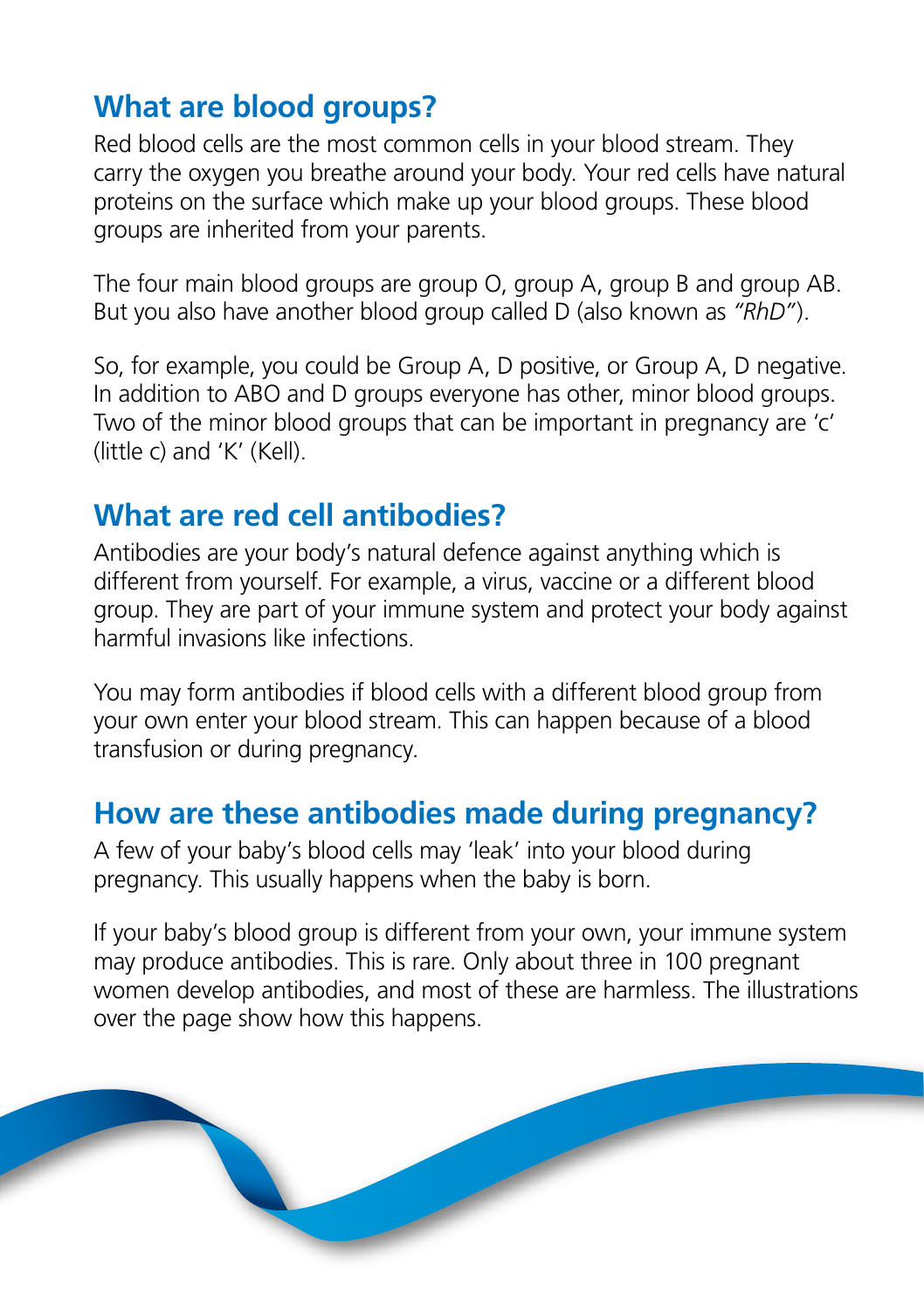## What are blood groups?

Red blood cells are the most common cells in your blood stream. They carry the oxygen you breathe around your body. Your red cells have natural proteins on the surface which make up your blood groups. These blood groups are inherited from your parents.

The four main blood groups are group O, group A, group B and group AB. But you also have another blood group called D (also known as *"RhD"*).

So, for example, you could be Group A, D positive, or Group A, D negative. In addition to ABO and D groups everyone has other, minor blood groups. Two of the minor blood groups that can be important in pregnancy are 'c' (little c) and 'K' (Kell).

## What are red cell antibodies?

Antibodies are your body's natural defence against anything which is different from yourself. For example, a virus, vaccine or a different blood group. They are part of your immune system and protect your body against harmful invasions like infections.

You may form antibodies if blood cells with a different blood group from your own enter your blood stream. This can happen because of a blood transfusion or during pregnancy.

## How are these antibodies made during pregnancy?

A few of your baby's blood cells may 'leak' into your blood during pregnancy. This usually happens when the baby is born.

If your baby's blood group is different from your own, your immune system may produce antibodies. This is rare. Only about three in 100 pregnant women develop antibodies, and most of these are harmless. The illustrations over the page show how this happens.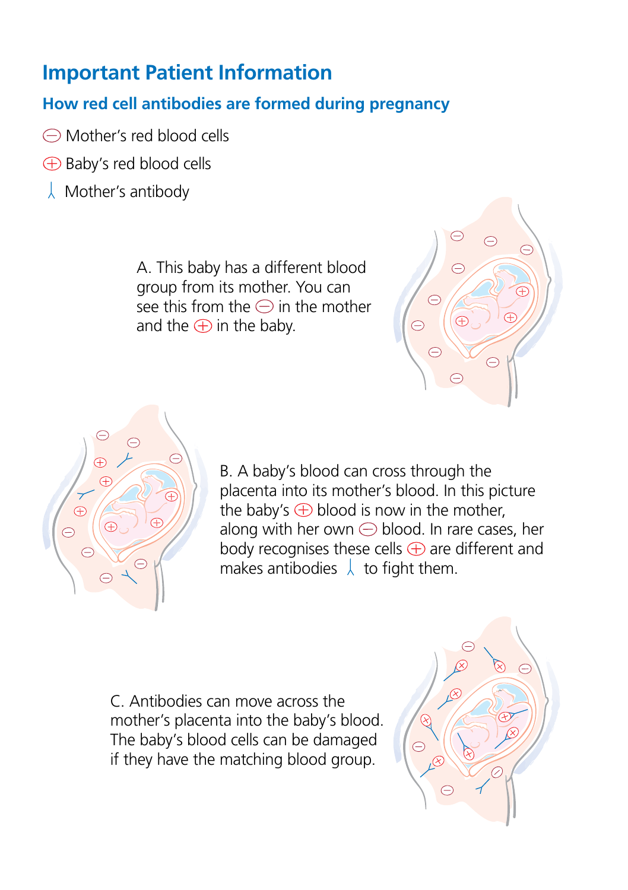# Important Patient Information

## How red cell antibodies are formed during pregnancy

⊖ Mother's red blood cells

⊕ Baby's red blood cells

⅄ Mother's antibody

A. This baby has a different blood group from its mother. You can see this from the ⊖ in the mother and the ⊕ in the baby.

B. A baby's blood can cross through the placenta into its mother's blood. In this picture the baby's ⊕ blood is now in the mother, along with her own ⊖ blood. In rare cases, her body recognises these cells ⊕ are different and makes antibodies ⅄ to fight them.

C. Antibodies can move across the mother's placenta into the baby's blood. The baby's blood cells can be damaged if they have the matching blood group.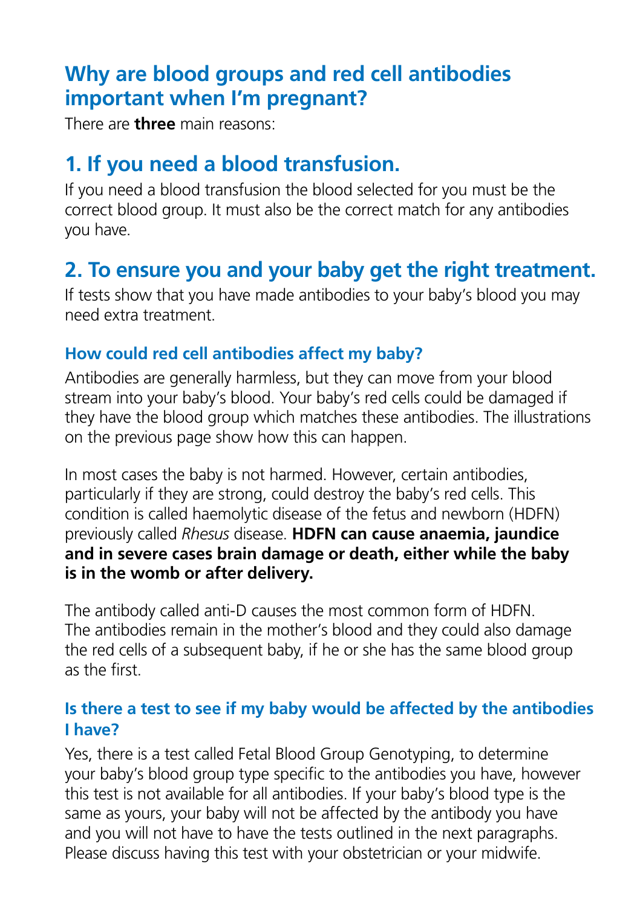## Why are blood groups and red cell antibodies important when I'm pregnant?

There are **three** main reasons:

## 1. If you need a blood transfusion.

If you need a blood transfusion the blood selected for you must be the correct blood group. It must also be the correct match for any antibodies you have.

## 2. To ensure you and your baby get the right treatment.

If tests show that you have made antibodies to your baby's blood you may need extra treatment.

### How could red cell antibodies affect my baby?

Antibodies are generally harmless, but they can move from your blood stream into your baby's blood. Your baby's red cells could be damaged if they have the blood group which matches these antibodies. The illustrations on the previous page show how this can happen.

In most cases the baby is not harmed. However, certain antibodies, particularly if they are strong, could destroy the baby's red cells. This condition is called haemolytic disease of the fetus and newborn (HDFN) previously called *Rhesus* disease. **HDFN can cause anaemia, jaundice and in severe cases brain damage or death, either while the baby is in the womb or after delivery.**

The antibody called anti-D causes the most common form of HDFN. The antibodies remain in the mother's blood and they could also damage the red cells of a subsequent baby, if he or she has the same blood group as the first.

### Is there a test to see if my baby would be affected by the antibodies I have?

Yes, there is a test called Fetal Blood Group Genotyping, to determine your baby's blood group type specific to the antibodies you have, however this test is not available for all antibodies. If your baby's blood type is the same as yours, your baby will not be affected by the antibody you have and you will not have to have the tests outlined in the next paragraphs. Please discuss having this test with your obstetrician or your midwife.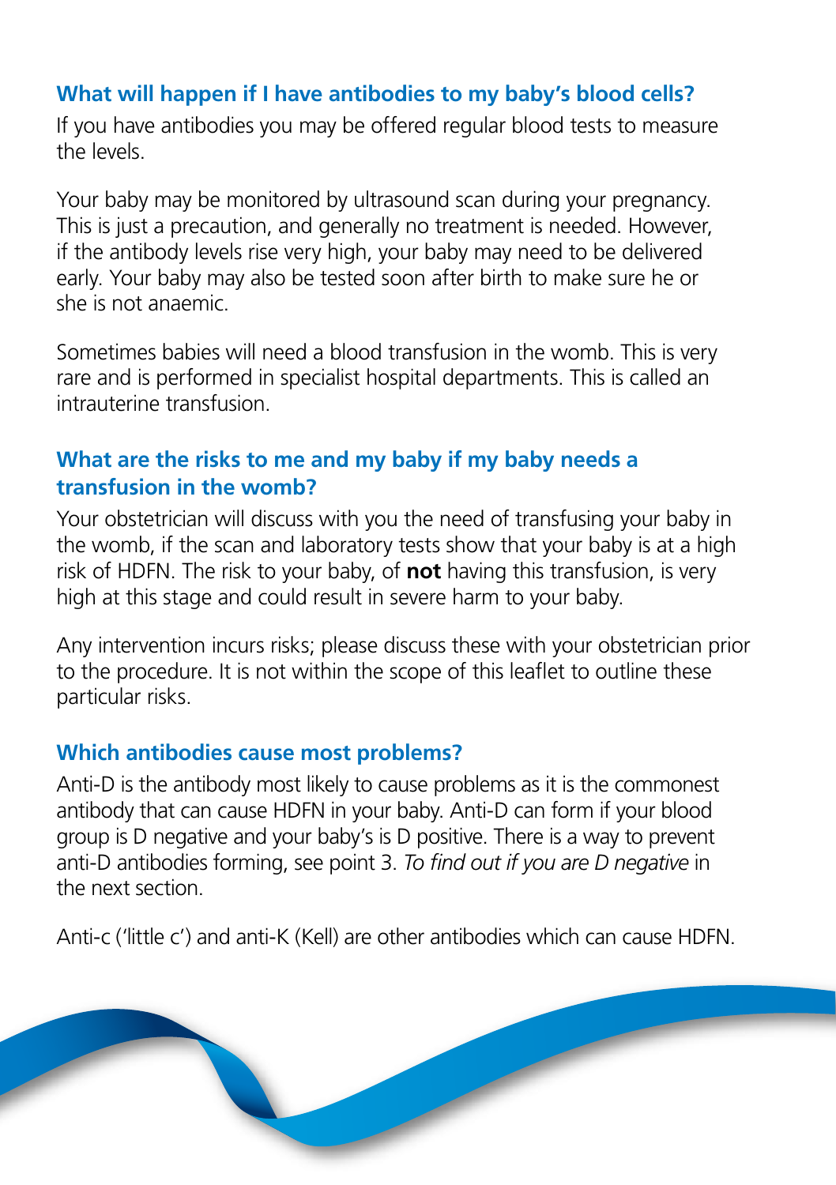## What will happen if I have antibodies to my baby's blood cells?

If you have antibodies you may be offered regular blood tests to measure the levels.

Your baby may be monitored by ultrasound scan during your pregnancy. This is just a precaution, and generally no treatment is needed. However, if the antibody levels rise very high, your baby may need to be delivered early. Your baby may also be tested soon after birth to make sure he or she is not anaemic.

Sometimes babies will need a blood transfusion in the womb. This is very rare and is performed in specialist hospital departments. This is called an intrauterine transfusion.

## What are the risks to me and my baby if my baby needs a transfusion in the womb?

Your obstetrician will discuss with you the need of transfusing your baby in the womb, if the scan and laboratory tests show that your baby is at a high risk of HDFN. The risk to your baby, of **not** having this transfusion, is very high at this stage and could result in severe harm to your baby.

Any intervention incurs risks; please discuss these with your obstetrician prior to the procedure. It is not within the scope of this leaflet to outline these particular risks.

## Which antibodies cause most problems?

Anti-D is the antibody most likely to cause problems as it is the commonest antibody that can cause HDFN in your baby. Anti-D can form if your blood group is D negative and your baby's is D positive. There is a way to prevent anti-D antibodies forming, see point 3. *To find out if you are D negative* in the next section.

Anti-c ('little c') and anti-K (Kell) are other antibodies which can cause HDFN.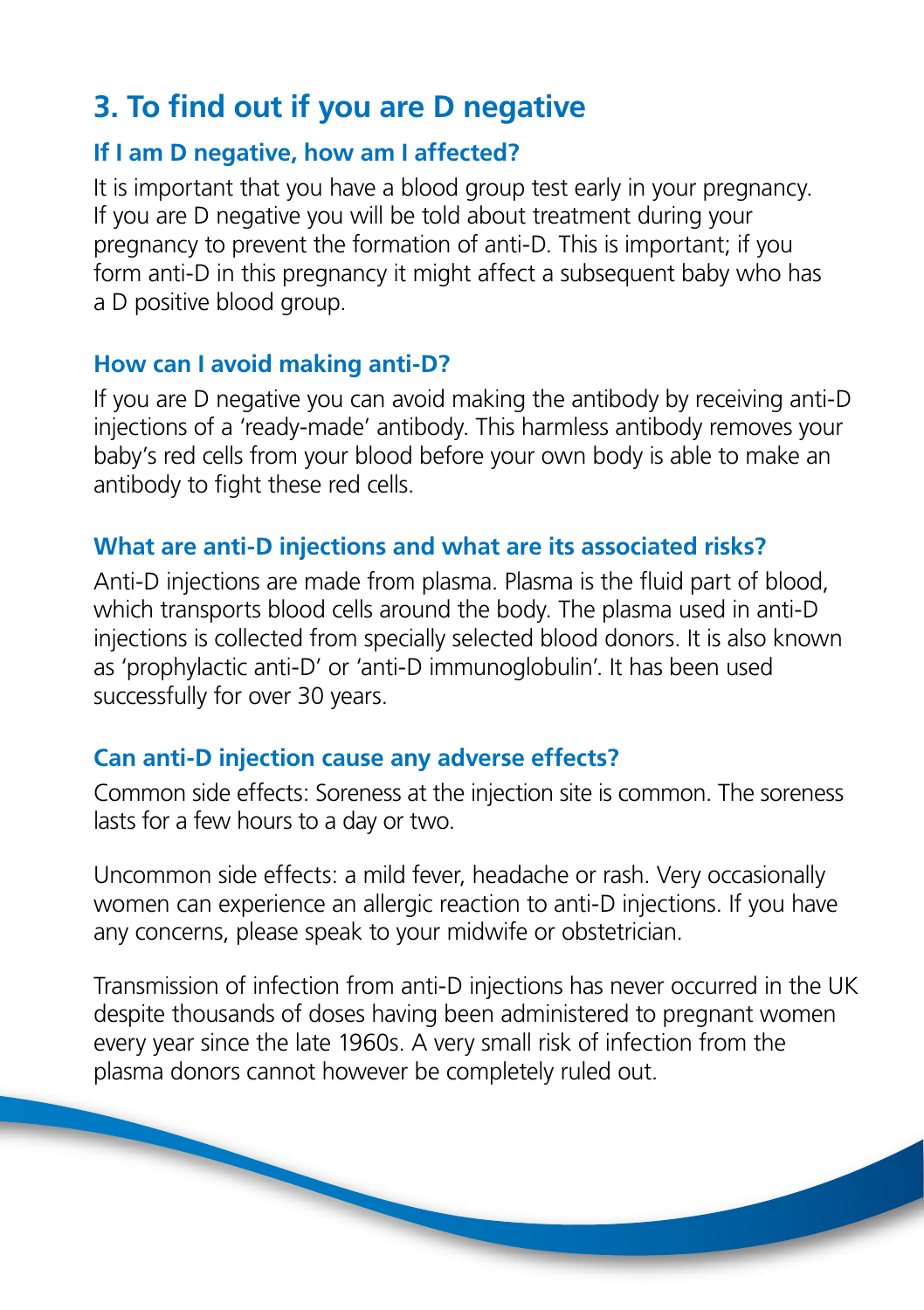## 3. To find out if you are D negative

### If I am D negative, how am I affected?

It is important that you have a blood group test early in your pregnancy. If you are D negative you will be told about treatment during your pregnancy to prevent the formation of anti-D. This is important; if you form anti-D in this pregnancy it might affect a subsequent baby who has a D positive blood group.

### How can I avoid making anti-D?

If you are D negative you can avoid making the antibody by receiving anti-D injections of a 'ready-made' antibody. This harmless antibody removes your baby's red cells from your blood before your own body is able to make an antibody to fight these red cells.

### What are anti-D injections and what are its associated risks?

Anti-D injections are made from plasma. Plasma is the fluid part of blood, which transports blood cells around the body. The plasma used in anti-D injections is collected from specially selected blood donors. It is also known as 'prophylactic anti-D' or 'anti-D immunoglobulin'. It has been used successfully for over 30 years.

### Can anti-D injection cause any adverse effects?

Common side effects: Soreness at the injection site is common. The soreness lasts for a few hours to a day or two.

Uncommon side effects: a mild fever, headache or rash. Very occasionally women can experience an allergic reaction to anti-D injections. If you have any concerns, please speak to your midwife or obstetrician.

Transmission of infection from anti-D injections has never occurred in the UK despite thousands of doses having been administered to pregnant women every year since the late 1960s. A very small risk of infection from the plasma donors cannot however be completely ruled out.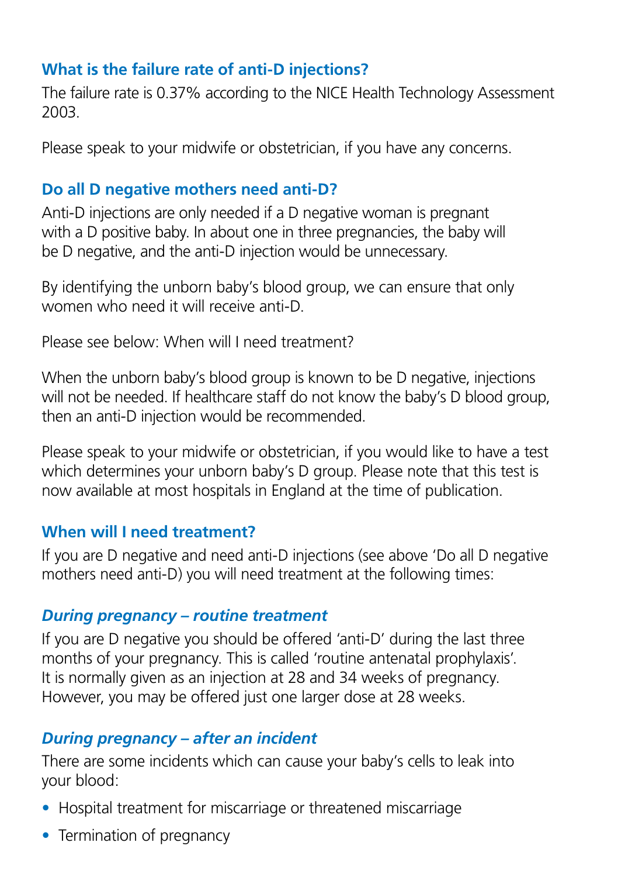### What is the failure rate of anti-D injections?

The failure rate is 0.37% according to the NICE Health Technology Assessment 2003.

Please speak to your midwife or obstetrician, if you have any concerns.

### Do all D negative mothers need anti-D?

Anti-D injections are only needed if a D negative woman is pregnant with a D positive baby. In about one in three pregnancies, the baby will be D negative, and the anti-D injection would be unnecessary.

By identifying the unborn baby's blood group, we can ensure that only women who need it will receive anti-D.

Please see below: When will I need treatment?

When the unborn baby's blood group is known to be D negative, injections will not be needed. If healthcare staff do not know the baby's D blood group, then an anti-D injection would be recommended.

Please speak to your midwife or obstetrician, if you would like to have a test which determines your unborn baby's D group. Please note that this test is now available at most hospitals in England at the time of publication.

### When will I need treatment?

If you are D negative and need anti-D injections (see above 'Do all D negative mothers need anti-D) you will need treatment at the following times:

#### *During pregnancy – routine treatment*

If you are D negative you should be offered 'anti-D' during the last three months of your pregnancy. This is called 'routine antenatal prophylaxis'. It is normally given as an injection at 28 and 34 weeks of pregnancy. However, you may be offered just one larger dose at 28 weeks.

#### *During pregnancy – after an incident*

There are some incidents which can cause your baby's cells to leak into your blood:

- Hospital treatment for miscarriage or threatened miscarriage
- Termination of pregnancy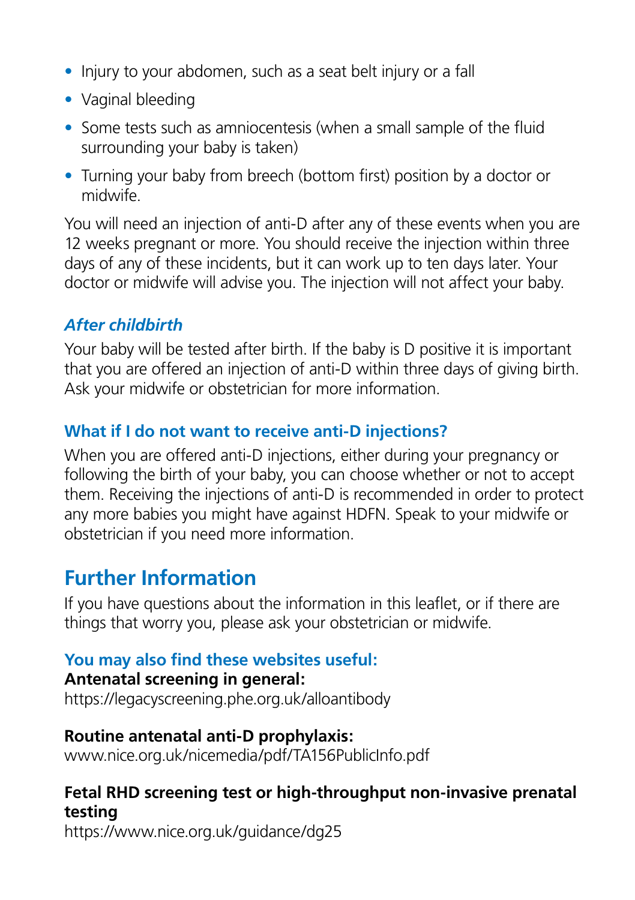- Injury to your abdomen, such as a seat belt injury or a fall
- Vaginal bleeding
- Some tests such as amniocentesis (when a small sample of the fluid surrounding your baby is taken)
- Turning your baby from breech (bottom first) position by a doctor or midwife.

You will need an injection of anti-D after any of these events when you are 12 weeks pregnant or more. You should receive the injection within three days of any of these incidents, but it can work up to ten days later. Your doctor or midwife will advise you. The injection will not affect your baby.

### *After childbirth*

Your baby will be tested after birth. If the baby is D positive it is important that you are offered an injection of anti-D within three days of giving birth. Ask your midwife or obstetrician for more information.

### What if I do not want to receive anti-D injections?

When you are offered anti-D injections, either during your pregnancy or following the birth of your baby, you can choose whether or not to accept them. Receiving the injections of anti-D is recommended in order to protect any more babies you might have against HDFN. Speak to your midwife or obstetrician if you need more information.

## Further Information

If you have questions about the information in this leaflet, or if there are things that worry you, please ask your obstetrician or midwife.

### You may also find these websites useful:

**Antenatal screening in general:**
https://legacyscreening.phe.org.uk/alloantibody

**Routine antenatal anti-D prophylaxis:**
www.nice.org.uk/nicemedia/pdf/TA156PublicInfo.pdf

**Fetal RHD screening test or high-throughput non-invasive prenatal testing**
https://www.nice.org.uk/guidance/dg25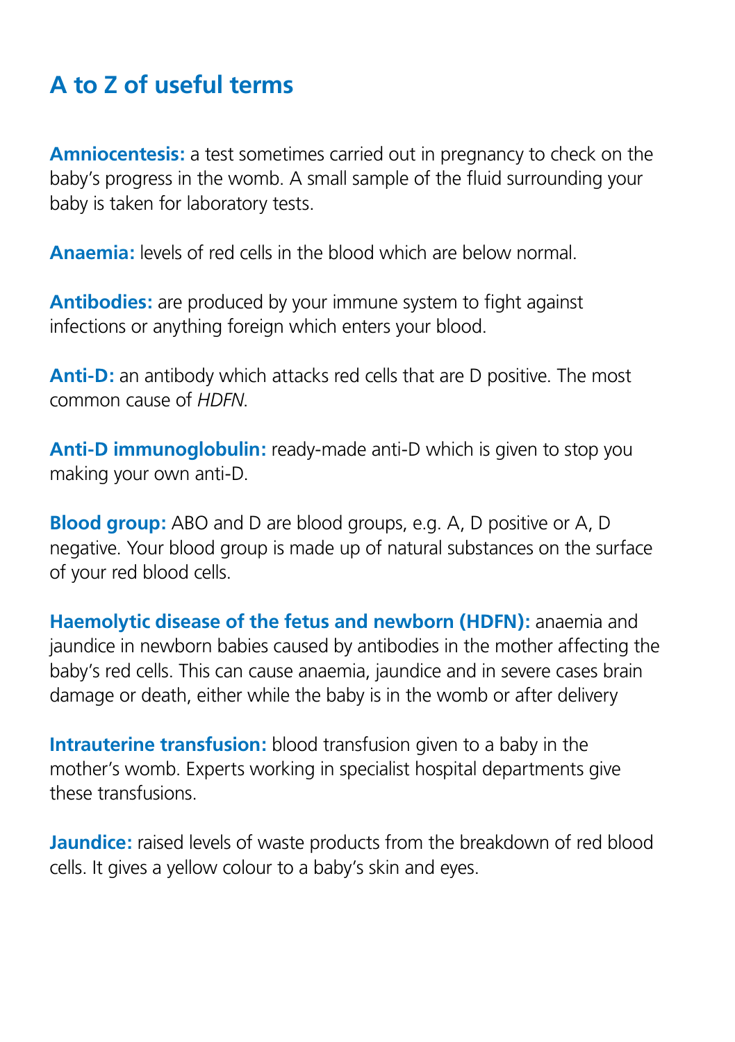## A to Z of useful terms

**Amniocentesis:** a test sometimes carried out in pregnancy to check on the baby's progress in the womb. A small sample of the fluid surrounding your baby is taken for laboratory tests.

**Anaemia:** levels of red cells in the blood which are below normal.

**Antibodies:** are produced by your immune system to fight against infections or anything foreign which enters your blood.

**Anti-D:** an antibody which attacks red cells that are D positive. The most common cause of *HDFN*.

**Anti-D immunoglobulin:** ready-made anti-D which is given to stop you making your own anti-D.

**Blood group:** ABO and D are blood groups, e.g. A, D positive or A, D negative. Your blood group is made up of natural substances on the surface of your red blood cells.

**Haemolytic disease of the fetus and newborn (HDFN):** anaemia and jaundice in newborn babies caused by antibodies in the mother affecting the baby's red cells. This can cause anaemia, jaundice and in severe cases brain damage or death, either while the baby is in the womb or after delivery

**Intrauterine transfusion:** blood transfusion given to a baby in the mother's womb. Experts working in specialist hospital departments give these transfusions.

**Jaundice:** raised levels of waste products from the breakdown of red blood cells. It gives a yellow colour to a baby's skin and eyes.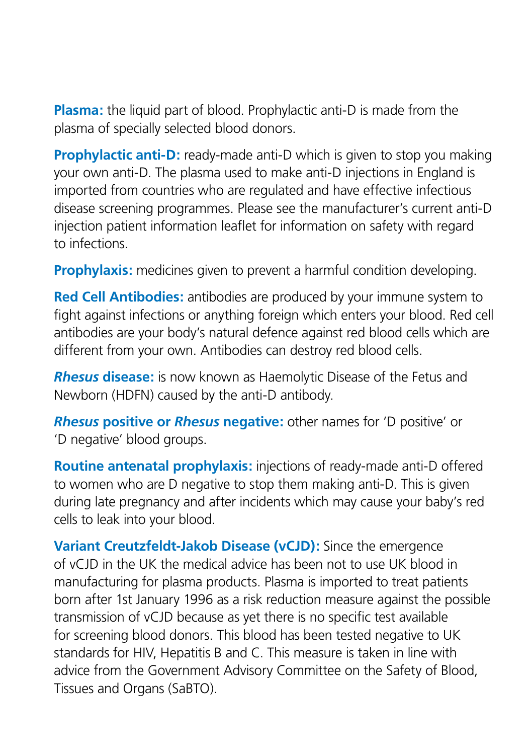**Plasma:** the liquid part of blood. Prophylactic anti-D is made from the plasma of specially selected blood donors.

**Prophylactic anti-D:** ready-made anti-D which is given to stop you making your own anti-D. The plasma used to make anti-D injections in England is imported from countries who are regulated and have effective infectious disease screening programmes. Please see the manufacturer's current anti-D injection patient information leaflet for information on safety with regard to infections.

**Prophylaxis:** medicines given to prevent a harmful condition developing.

**Red Cell Antibodies:** antibodies are produced by your immune system to fight against infections or anything foreign which enters your blood. Red cell antibodies are your body's natural defence against red blood cells which are different from your own. Antibodies can destroy red blood cells.

***Rhesus* disease:** is now known as Haemolytic Disease of the Fetus and Newborn (HDFN) caused by the anti-D antibody.

***Rhesus* positive or *Rhesus* negative:** other names for 'D positive' or 'D negative' blood groups.

**Routine antenatal prophylaxis:** injections of ready-made anti-D offered to women who are D negative to stop them making anti-D. This is given during late pregnancy and after incidents which may cause your baby's red cells to leak into your blood.

**Variant Creutzfeldt-Jakob Disease (vCJD):** Since the emergence of vCJD in the UK the medical advice has been not to use UK blood in manufacturing for plasma products. Plasma is imported to treat patients born after 1st January 1996 as a risk reduction measure against the possible transmission of vCJD because as yet there is no specific test available for screening blood donors. This blood has been tested negative to UK standards for HIV, Hepatitis B and C. This measure is taken in line with advice from the Government Advisory Committee on the Safety of Blood, Tissues and Organs (SaBTO).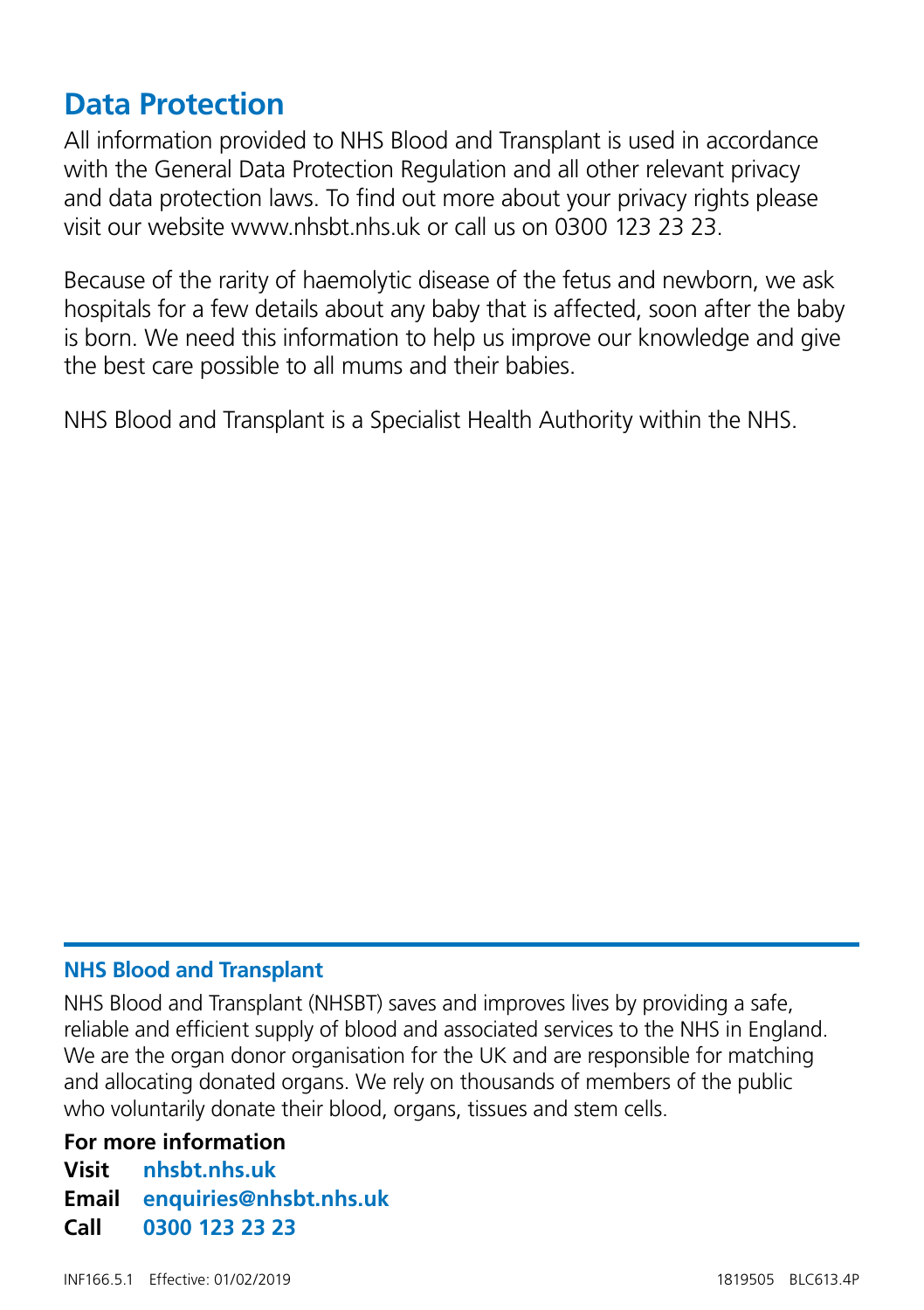## Data Protection

All information provided to NHS Blood and Transplant is used in accordance with the General Data Protection Regulation and all other relevant privacy and data protection laws. To find out more about your privacy rights please visit our website www.nhsbt.nhs.uk or call us on 0300 123 23 23.

Because of the rarity of haemolytic disease of the fetus and newborn, we ask hospitals for a few details about any baby that is affected, soon after the baby is born. We need this information to help us improve our knowledge and give the best care possible to all mums and their babies.

NHS Blood and Transplant is a Specialist Health Authority within the NHS.

---

**NHS Blood and Transplant**

NHS Blood and Transplant (NHSBT) saves and improves lives by providing a safe, reliable and efficient supply of blood and associated services to the NHS in England. We are the organ donor organisation for the UK and are responsible for matching and allocating donated organs. We rely on thousands of members of the public who voluntarily donate their blood, organs, tissues and stem cells.

**For more information**
**Visit** **nhsbt.nhs.uk**
**Email** **enquiries@nhsbt.nhs.uk**
**Call** **0300 123 23 23**

INF166.5.1 Effective: 01/02/2019 1819505 BLC613.4P